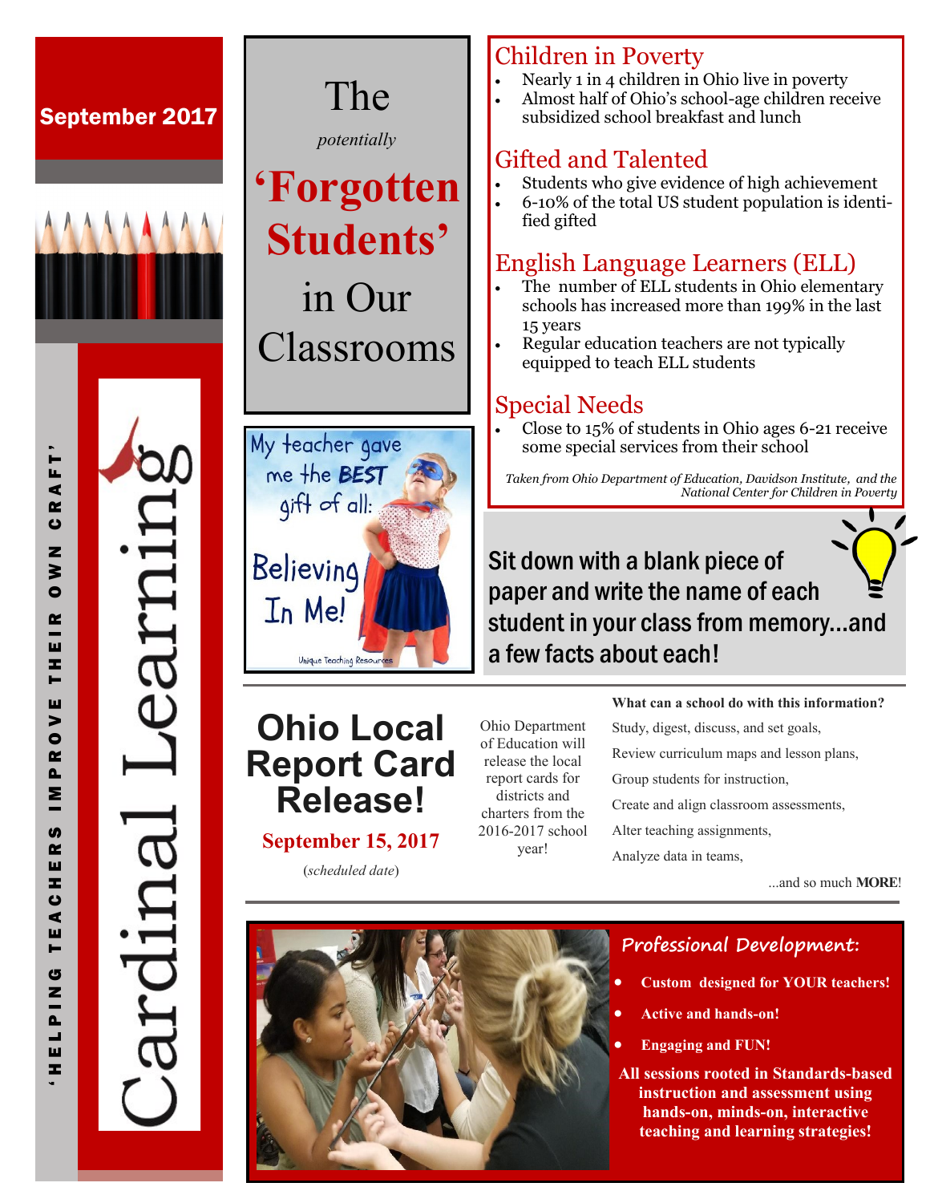September 2017

# Cardinal Learning

'HELPING TEACHERS IMPROVE THEIR OWN CRAFT'

# The *potentially* 'Forgotten Students' in Our Classrooms

My teacher gave me the **BEST** gift of all: Believing In Me!

Unique Teaching Resources

## Children in Poverty

- Nearly 1 in 4 children in Ohio live in poverty
- Almost half of Ohio's school-age children receive subsidized school breakfast and lunch

## Gifted and Talented

- Students who give evidence of high achievement
- 6-10% of the total US student population is identified gifted

## English Language Learners (ELL)

- The number of ELL students in Ohio elementary schools has increased more than 199% in the last 15 years
- Regular education teachers are not typically equipped to teach ELL students

## Special Needs

- Close to 15% of students in Ohio ages 6-21 receive some special services from their school

*Taken from Ohio Department of Education, Davidson Institute, and the National Center for Children in Poverty*

**Sit down with a blank piece of paper and write the name of each student in your class from memory...and a few facts about each!**

# Ohio Local Report Card Release!

**September 15, 2017**

(*scheduled date*)

Ohio Department of Education will release the local report cards for districts and charters from the 2016-2017 school year!

**What can a school do with this information?**

Study, digest, discuss, and set goals,

Review curriculum maps and lesson plans,

Group students for instruction,

Create and align classroom assessments,

Alter teaching assignments,

Analyze data in teams,

...and so much **MORE**!

## Professional Development:

- **Custom designed for YOUR teachers!**
- **Active and hands-on!**
- **Engaging and FUN!**

**All sessions rooted in Standards-based instruction and assessment using hands-on, minds-on, interactive teaching and learning strategies!**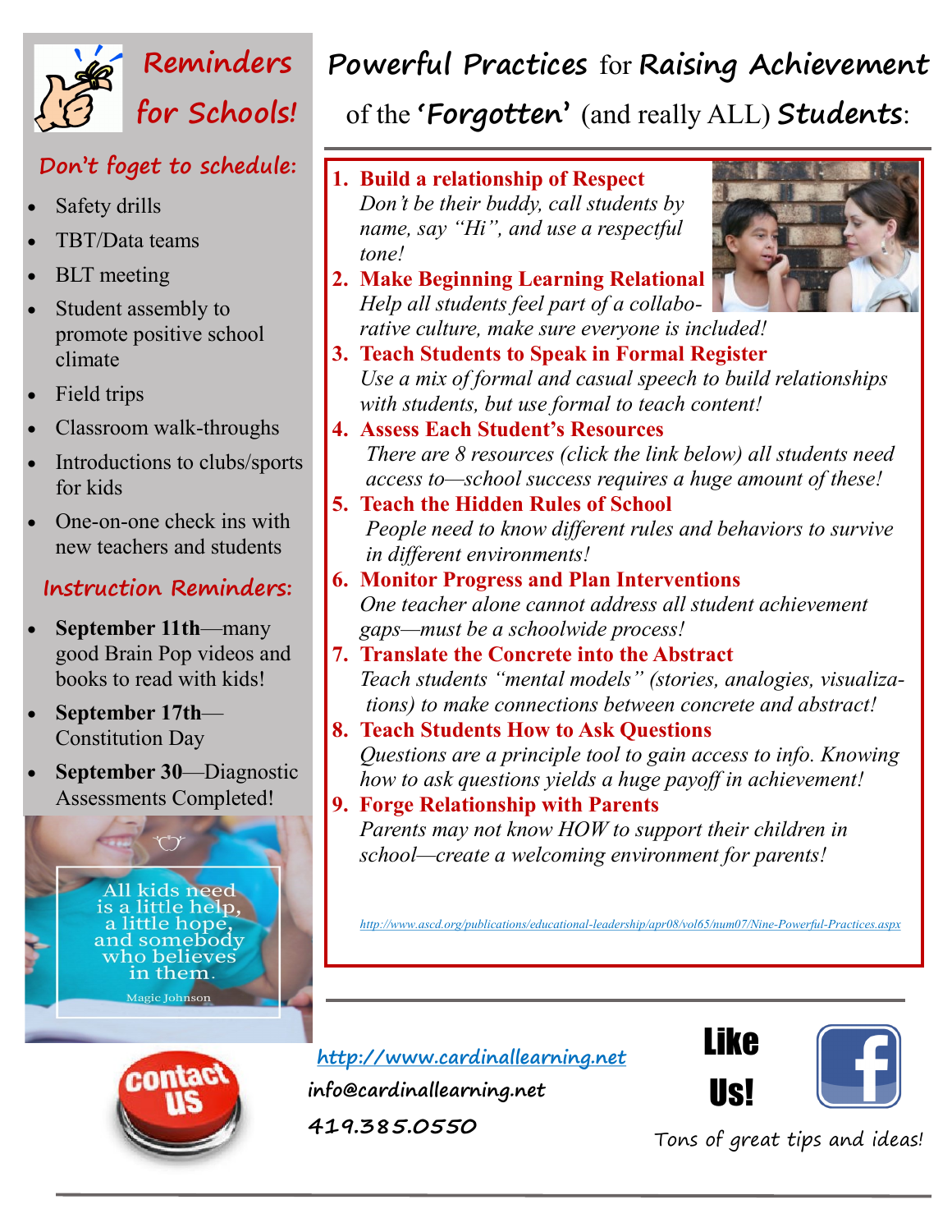# Reminders for Schools!

## Don't foget to schedule:

- Safety drills
- TBT/Data teams
- BLT meeting
- Student assembly to promote positive school climate
- Field trips
- Classroom walk-throughs
- Introductions to clubs/sports for kids
- One-on-one check ins with new teachers and students

## Instruction Reminders:

- **September 11th**—many good Brain Pop videos and books to read with kids!
- **September 17th**—Constitution Day
- **September 30**—Diagnostic Assessments Completed!

All kids need is a little help, a little hope, and somebody who believes in them.

Magic Johnson

# Powerful Practices for Raising Achievement of the 'Forgotten' (and really ALL) Students:

1. **Build a relationship of Respect**
   *Don't be their buddy, call students by name, say "Hi", and use a respectful tone!*
2. **Make Beginning Learning Relational**
   *Help all students feel part of a collaborative culture, make sure everyone is included!*
3. **Teach Students to Speak in Formal Register**
   *Use a mix of formal and casual speech to build relationships with students, but use formal to teach content!*
4. **Assess Each Student's Resources**
   *There are 8 resources (click the link below) all students need access to—school success requires a huge amount of these!*
5. **Teach the Hidden Rules of School**
   *People need to know different rules and behaviors to survive in different environments!*
6. **Monitor Progress and Plan Interventions**
   *One teacher alone cannot address all student achievement gaps—must be a schoolwide process!*
7. **Translate the Concrete into the Abstract**
   *Teach students "mental models" (stories, analogies, visualizations) to make connections between concrete and abstract!*
8. **Teach Students How to Ask Questions**
   *Questions are a principle tool to gain access to info. Knowing how to ask questions yields a huge payoff in achievement!*
9. **Forge Relationship with Parents**
   *Parents may not know HOW to support their children in school—create a welcoming environment for parents!*

http://www.ascd.org/publications/educational-leadership/apr08/vol65/num07/Nine-Powerful-Practices.aspx

contact us

http://www.cardinallearning.net

info@cardinallearning.net

419.385.0550

Like Us!

Tons of great tips and ideas!